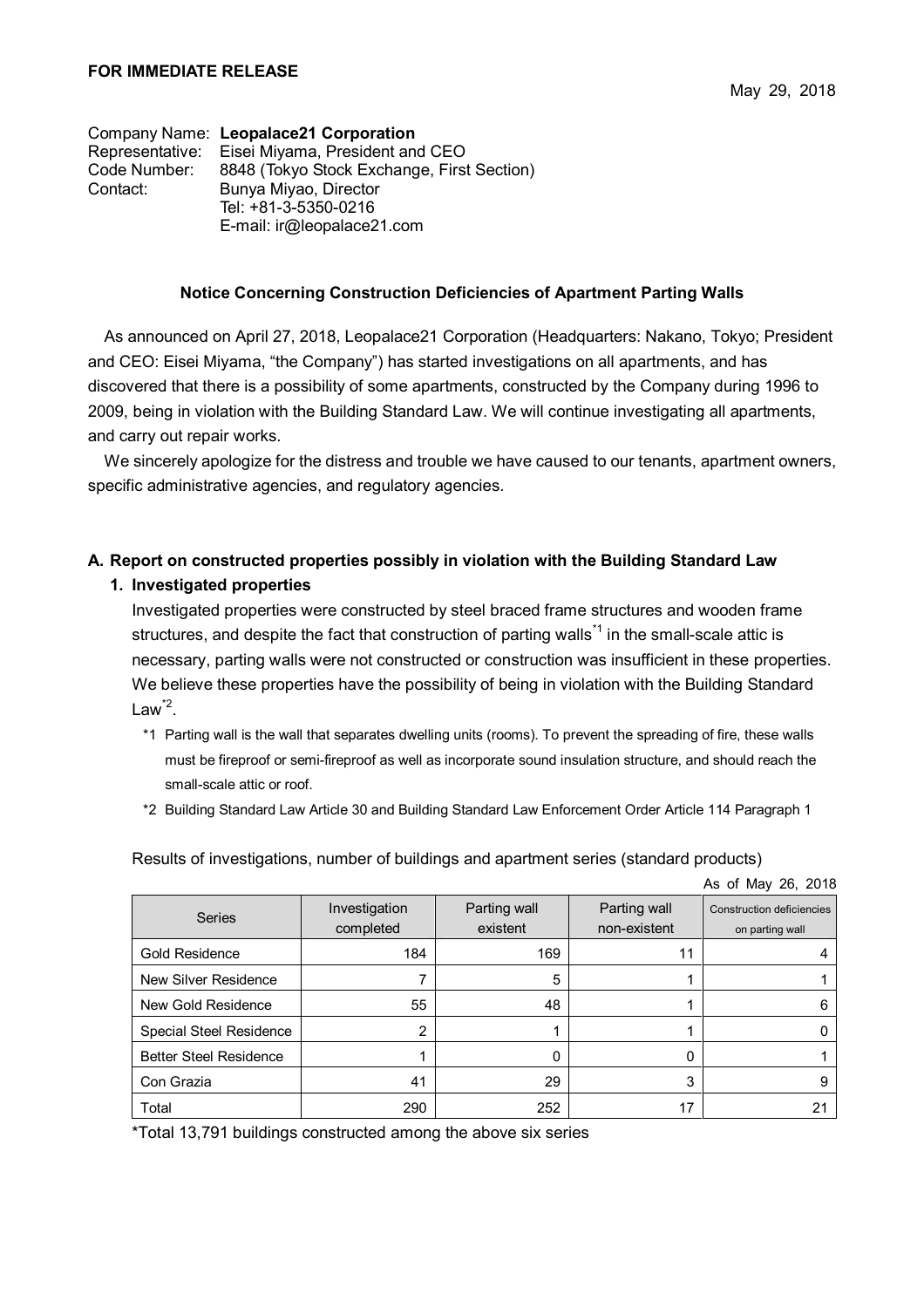**FOR IMMEDIATE RELEASE**

May 29, 2018

Company Name: **Leopalace21 Corporation**
Representative: Eisei Miyama, President and CEO
Code Number: 8848 (Tokyo Stock Exchange, First Section)
Contact: Bunya Miyao, Director
Tel: +81-3-5350-0216
E-mail: ir@leopalace21.com

**Notice Concerning Construction Deficiencies of Apartment Parting Walls**

As announced on April 27, 2018, Leopalace21 Corporation (Headquarters: Nakano, Tokyo; President and CEO: Eisei Miyama, "the Company") has started investigations on all apartments, and has discovered that there is a possibility of some apartments, constructed by the Company during 1996 to 2009, being in violation with the Building Standard Law. We will continue investigating all apartments, and carry out repair works.

We sincerely apologize for the distress and trouble we have caused to our tenants, apartment owners, specific administrative agencies, and regulatory agencies.

### A. Report on constructed properties possibly in violation with the Building Standard Law

#### 1. Investigated properties

Investigated properties were constructed by steel braced frame structures and wooden frame structures, and despite the fact that construction of parting walls[*1] in the small-scale attic is necessary, parting walls were not constructed or construction was insufficient in these properties. We believe these properties have the possibility of being in violation with the Building Standard Law[*2].

*1 Parting wall is the wall that separates dwelling units (rooms). To prevent the spreading of fire, these walls must be fireproof or semi-fireproof as well as incorporate sound insulation structure, and should reach the small-scale attic or roof.

*2 Building Standard Law Article 30 and Building Standard Law Enforcement Order Article 114 Paragraph 1

Results of investigations, number of buildings and apartment series (standard products)

As of May 26, 2018

| Series | Investigation completed | Parting wall existent | Parting wall non-existent | Construction deficiencies on parting wall |
|---|---|---|---|---|
| Gold Residence | 184 | 169 | 11 | 4 |
| New Silver Residence | 7 | 5 | 1 | 1 |
| New Gold Residence | 55 | 48 | 1 | 6 |
| Special Steel Residence | 2 | 1 | 1 | 0 |
| Better Steel Residence | 1 | 0 | 0 | 1 |
| Con Grazia | 41 | 29 | 3 | 9 |
| Total | 290 | 252 | 17 | 21 |

*Total 13,791 buildings constructed among the above six series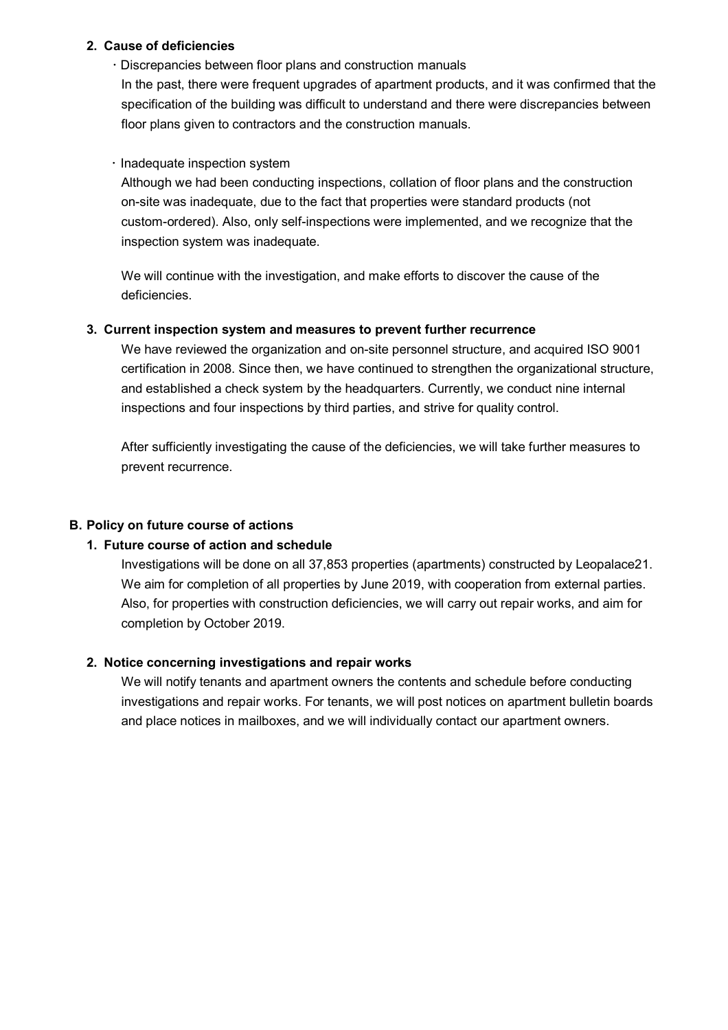### 2. Cause of deficiencies

・Discrepancies between floor plans and construction manuals

In the past, there were frequent upgrades of apartment products, and it was confirmed that the specification of the building was difficult to understand and there were discrepancies between floor plans given to contractors and the construction manuals.

・Inadequate inspection system

Although we had been conducting inspections, collation of floor plans and the construction on-site was inadequate, due to the fact that properties were standard products (not custom-ordered). Also, only self-inspections were implemented, and we recognize that the inspection system was inadequate.

We will continue with the investigation, and make efforts to discover the cause of the deficiencies.

### 3. Current inspection system and measures to prevent further recurrence

We have reviewed the organization and on-site personnel structure, and acquired ISO 9001 certification in 2008. Since then, we have continued to strengthen the organizational structure, and established a check system by the headquarters. Currently, we conduct nine internal inspections and four inspections by third parties, and strive for quality control.

After sufficiently investigating the cause of the deficiencies, we will take further measures to prevent recurrence.

## B. Policy on future course of actions

### 1. Future course of action and schedule

Investigations will be done on all 37,853 properties (apartments) constructed by Leopalace21. We aim for completion of all properties by June 2019, with cooperation from external parties. Also, for properties with construction deficiencies, we will carry out repair works, and aim for completion by October 2019.

### 2. Notice concerning investigations and repair works

We will notify tenants and apartment owners the contents and schedule before conducting investigations and repair works. For tenants, we will post notices on apartment bulletin boards and place notices in mailboxes, and we will individually contact our apartment owners.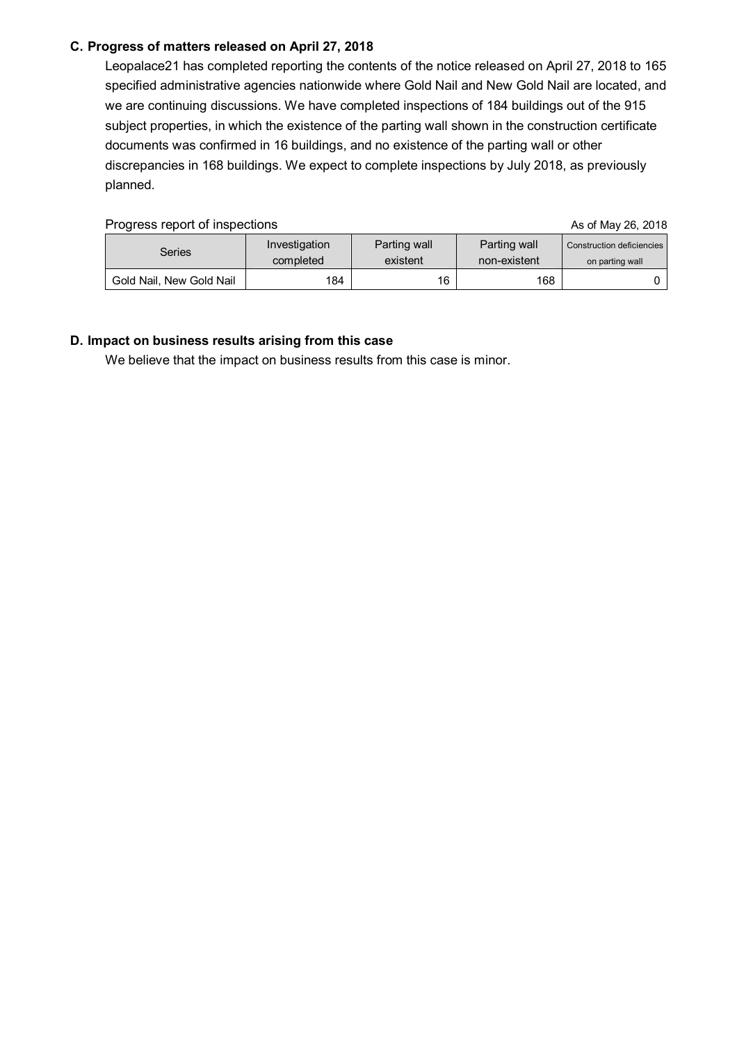### C. Progress of matters released on April 27, 2018

Leopalace21 has completed reporting the contents of the notice released on April 27, 2018 to 165 specified administrative agencies nationwide where Gold Nail and New Gold Nail are located, and we are continuing discussions. We have completed inspections of 184 buildings out of the 915 subject properties, in which the existence of the parting wall shown in the construction certificate documents was confirmed in 16 buildings, and no existence of the parting wall or other discrepancies in 168 buildings. We expect to complete inspections by July 2018, as previously planned.

Progress report of inspections

As of May 26, 2018

| Series | Investigation completed | Parting wall existent | Parting wall non-existent | Construction deficiencies on parting wall |
|---|---|---|---|---|
| Gold Nail, New Gold Nail | 184 | 16 | 168 | 0 |

### D. Impact on business results arising from this case

We believe that the impact on business results from this case is minor.